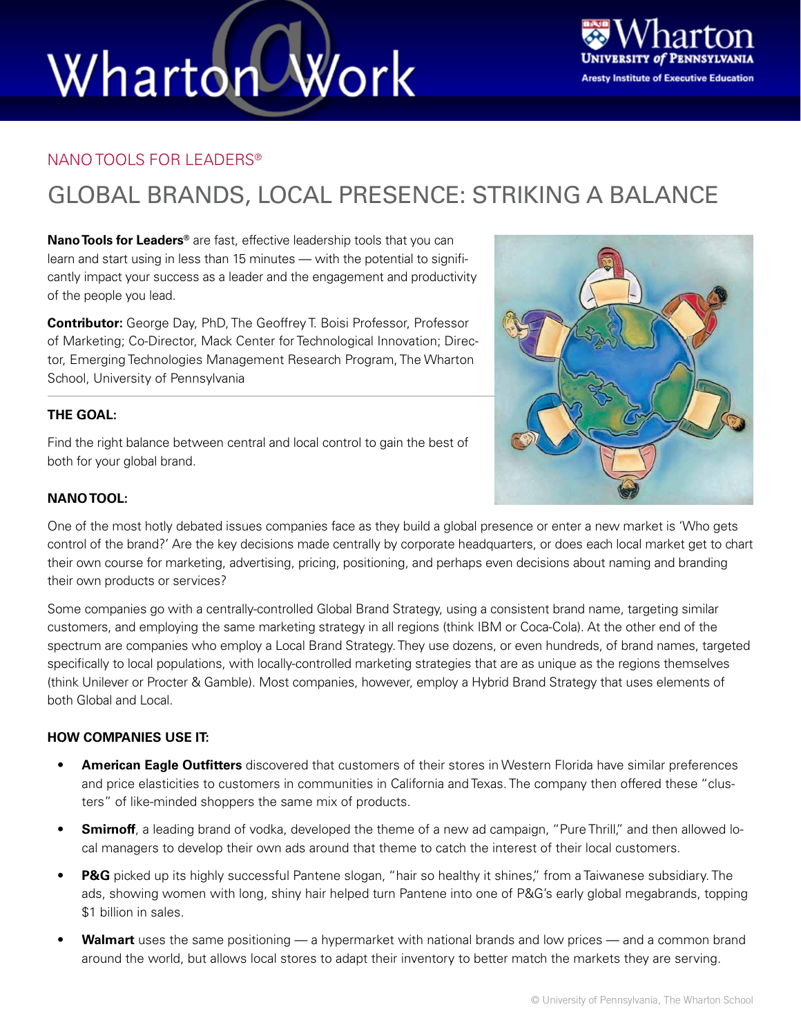# Wharton@Work

NANO TOOLS FOR LEADERS®

## GLOBAL BRANDS, LOCAL PRESENCE: STRIKING A BALANCE

**Nano Tools for Leaders®** are fast, effective leadership tools that you can learn and start using in less than 15 minutes — with the potential to significantly impact your success as a leader and the engagement and productivity of the people you lead.

**Contributor:** George Day, PhD, The Geoffrey T. Boisi Professor, Professor of Marketing; Co-Director, Mack Center for Technological Innovation; Director, Emerging Technologies Management Research Program, The Wharton School, University of Pennsylvania

### THE GOAL:

Find the right balance between central and local control to gain the best of both for your global brand.

### NANO TOOL:

One of the most hotly debated issues companies face as they build a global presence or enter a new market is 'Who gets control of the brand?' Are the key decisions made centrally by corporate headquarters, or does each local market get to chart their own course for marketing, advertising, pricing, positioning, and perhaps even decisions about naming and branding their own products or services?

Some companies go with a centrally-controlled Global Brand Strategy, using a consistent brand name, targeting similar customers, and employing the same marketing strategy in all regions (think IBM or Coca-Cola). At the other end of the spectrum are companies who employ a Local Brand Strategy. They use dozens, or even hundreds, of brand names, targeted specifically to local populations, with locally-controlled marketing strategies that are as unique as the regions themselves (think Unilever or Procter & Gamble). Most companies, however, employ a Hybrid Brand Strategy that uses elements of both Global and Local.

### HOW COMPANIES USE IT:

- **American Eagle Outfitters** discovered that customers of their stores in Western Florida have similar preferences and price elasticities to customers in communities in California and Texas. The company then offered these "clusters" of like-minded shoppers the same mix of products.
- **Smirnoff**, a leading brand of vodka, developed the theme of a new ad campaign, "Pure Thrill," and then allowed local managers to develop their own ads around that theme to catch the interest of their local customers.
- **P&G** picked up its highly successful Pantene slogan, "hair so healthy it shines," from a Taiwanese subsidiary. The ads, showing women with long, shiny hair helped turn Pantene into one of P&G's early global megabrands, topping $1 billion in sales.
- **Walmart** uses the same positioning — a hypermarket with national brands and low prices — and a common brand around the world, but allows local stores to adapt their inventory to better match the markets they are serving.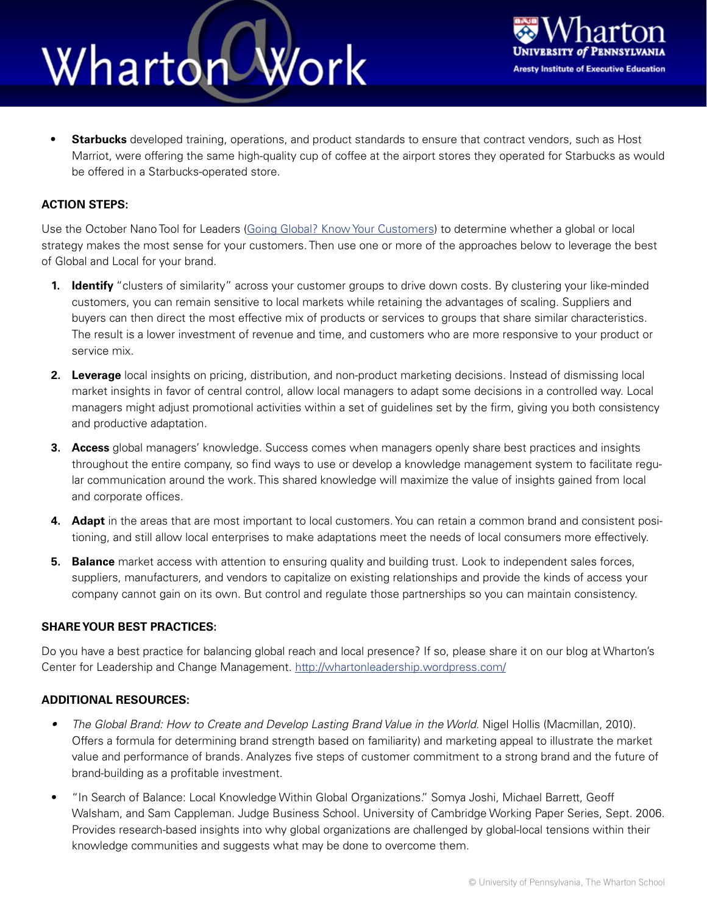- **Starbucks** developed training, operations, and product standards to ensure that contract vendors, such as Host Marriot, were offering the same high-quality cup of coffee at the airport stores they operated for Starbucks as would be offered in a Starbucks-operated store.

**ACTION STEPS:**

Use the October Nano Tool for Leaders ([Going Global? Know Your Customers]) to determine whether a global or local strategy makes the most sense for your customers. Then use one or more of the approaches below to leverage the best of Global and Local for your brand.

1. **Identify** "clusters of similarity" across your customer groups to drive down costs. By clustering your like-minded customers, you can remain sensitive to local markets while retaining the advantages of scaling. Suppliers and buyers can then direct the most effective mix of products or services to groups that share similar characteristics. The result is a lower investment of revenue and time, and customers who are more responsive to your product or service mix.

2. **Leverage** local insights on pricing, distribution, and non-product marketing decisions. Instead of dismissing local market insights in favor of central control, allow local managers to adapt some decisions in a controlled way. Local managers might adjust promotional activities within a set of guidelines set by the firm, giving you both consistency and productive adaptation.

3. **Access** global managers' knowledge. Success comes when managers openly share best practices and insights throughout the entire company, so find ways to use or develop a knowledge management system to facilitate regular communication around the work. This shared knowledge will maximize the value of insights gained from local and corporate offices.

4. **Adapt** in the areas that are most important to local customers. You can retain a common brand and consistent positioning, and still allow local enterprises to make adaptations meet the needs of local consumers more effectively.

5. **Balance** market access with attention to ensuring quality and building trust. Look to independent sales forces, suppliers, manufacturers, and vendors to capitalize on existing relationships and provide the kinds of access your company cannot gain on its own. But control and regulate those partnerships so you can maintain consistency.

**SHARE YOUR BEST PRACTICES:**

Do you have a best practice for balancing global reach and local presence? If so, please share it on our blog at Wharton's Center for Leadership and Change Management. http://whartonleadership.wordpress.com/

**ADDITIONAL RESOURCES:**

- *The Global Brand: How to Create and Develop Lasting Brand Value in the World*. Nigel Hollis (Macmillan, 2010). Offers a formula for determining brand strength based on familiarity) and marketing appeal to illustrate the market value and performance of brands. Analyzes five steps of customer commitment to a strong brand and the future of brand-building as a profitable investment.

- "In Search of Balance: Local Knowledge Within Global Organizations." Somya Joshi, Michael Barrett, Geoff Walsham, and Sam Cappleman. Judge Business School. University of Cambridge Working Paper Series, Sept. 2006. Provides research-based insights into why global organizations are challenged by global-local tensions within their knowledge communities and suggests what may be done to overcome them.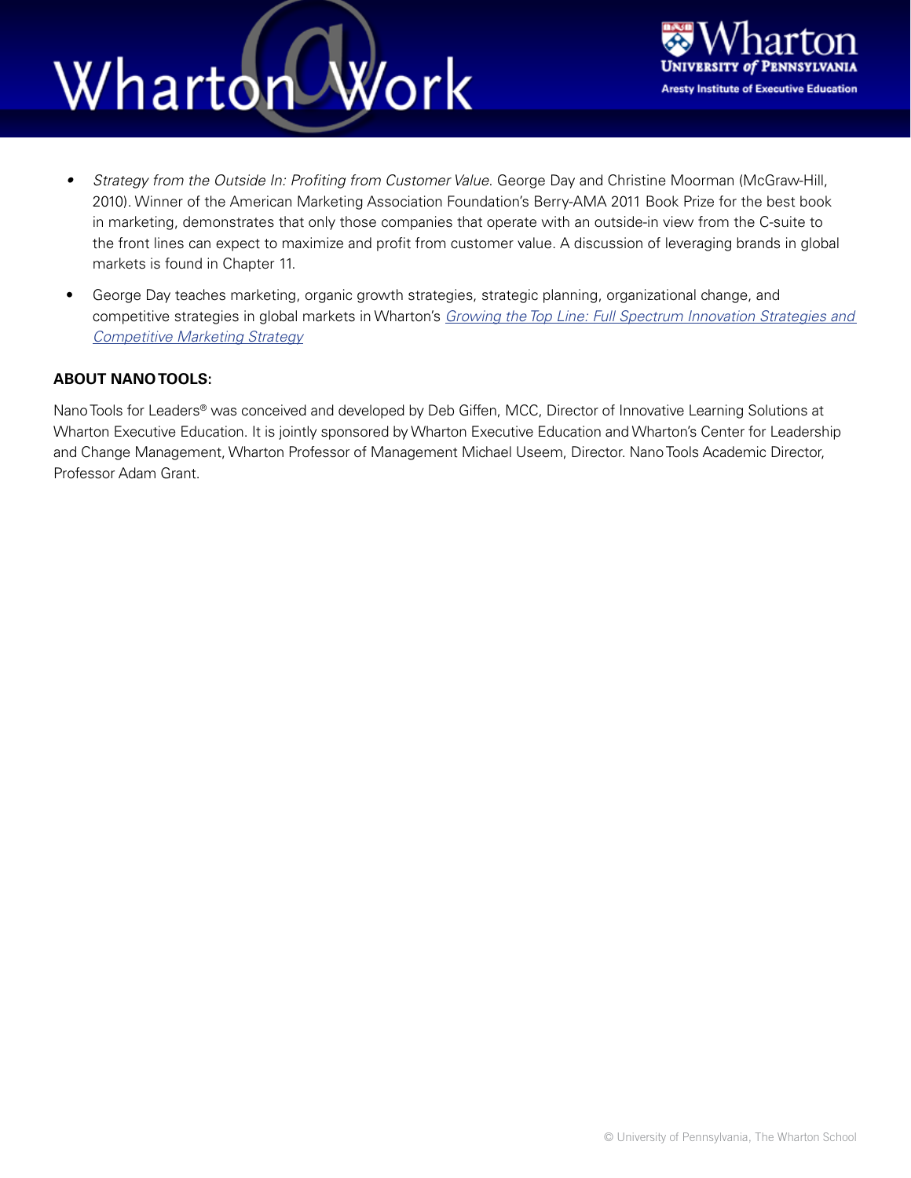- *Strategy from the Outside In: Profiting from Customer Value*. George Day and Christine Moorman (McGraw-Hill, 2010). Winner of the American Marketing Association Foundation's Berry-AMA 2011 Book Prize for the best book in marketing, demonstrates that only those companies that operate with an outside-in view from the C-suite to the front lines can expect to maximize and profit from customer value. A discussion of leveraging brands in global markets is found in Chapter 11.
- George Day teaches marketing, organic growth strategies, strategic planning, organizational change, and competitive strategies in global markets in Wharton's *Growing the Top Line: Full Spectrum Innovation Strategies and Competitive Marketing Strategy*

**ABOUT NANO TOOLS:**

Nano Tools for Leaders® was conceived and developed by Deb Giffen, MCC, Director of Innovative Learning Solutions at Wharton Executive Education. It is jointly sponsored by Wharton Executive Education and Wharton's Center for Leadership and Change Management, Wharton Professor of Management Michael Useem, Director. Nano Tools Academic Director, Professor Adam Grant.